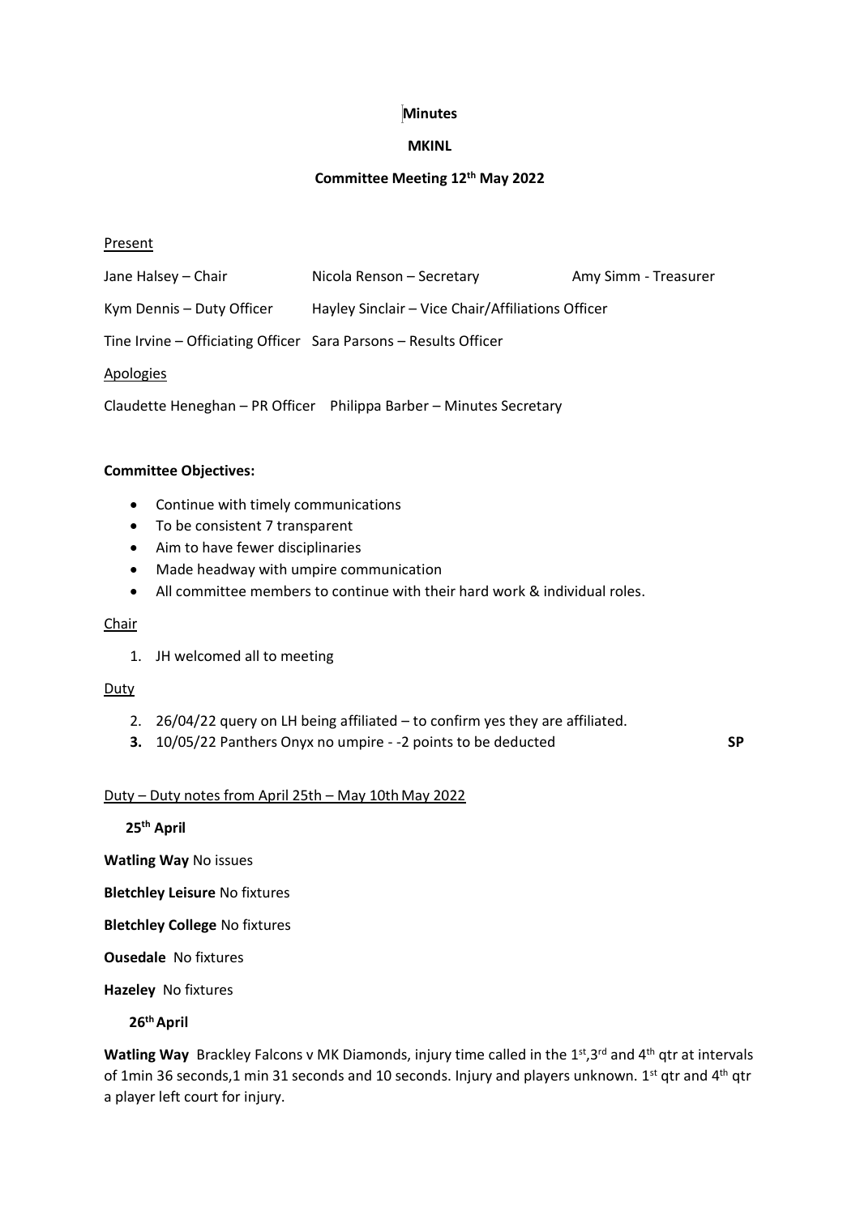**Minutes**

**MKINL**

**Committee Meeting 12th May 2022**

Present

Jane Halsey – Chair	Nicola Renson – Secretary	Amy Simm - Treasurer

Kym Dennis – Duty Officer	Hayley Sinclair – Vice Chair/Affiliations Officer

Tine Irvine – Officiating Officer	Sara Parsons – Results Officer

Apologies

Claudette Heneghan – PR Officer	Philippa Barber – Minutes Secretary

**Committee Objectives:**

- Continue with timely communications
- To be consistent 7 transparent
- Aim to have fewer disciplinaries
- Made headway with umpire communication
- All committee members to continue with their hard work & individual roles.

Chair

1. JH welcomed all to meeting

Duty

2. 26/04/22 query on LH being affiliated – to confirm yes they are affiliated.
3. 10/05/22 Panthers Onyx no umpire - -2 points to be deducted **SP**

Duty – Duty notes from April 25th – May 10th May 2022

**25th April**

**Watling Way** No issues

**Bletchley Leisure** No fixtures

**Bletchley College** No fixtures

**Ousedale** No fixtures

**Hazeley** No fixtures

**26th April**

**Watling Way** Brackley Falcons v MK Diamonds, injury time called in the 1st,3rd and 4th qtr at intervals of 1min 36 seconds,1 min 31 seconds and 10 seconds. Injury and players unknown. 1st qtr and 4th qtr a player left court for injury.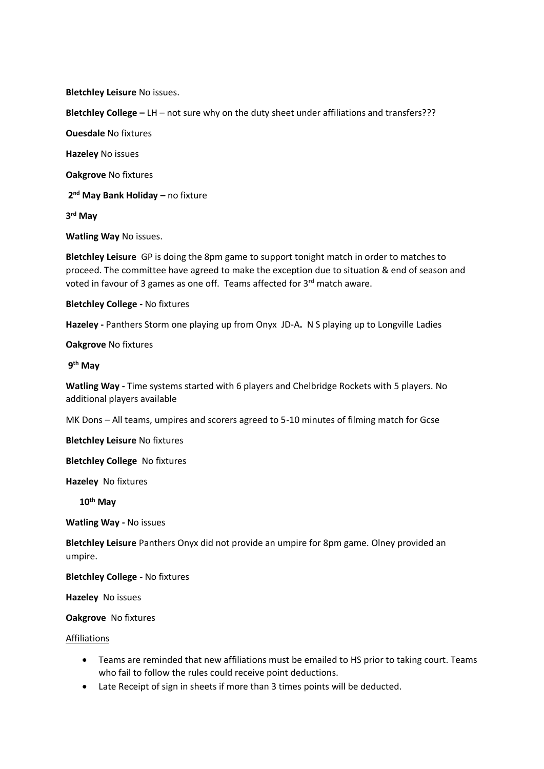**Bletchley Leisure** No issues.

**Bletchley College –** LH – not sure why on the duty sheet under affiliations and transfers???

**Ouesdale** No fixtures

**Hazeley** No issues

**Oakgrove** No fixtures

**2nd May Bank Holiday –** no fixture

**3rd May**

**Watling Way** No issues.

**Bletchley Leisure** GP is doing the 8pm game to support tonight match in order to matches to proceed. The committee have agreed to make the exception due to situation & end of season and voted in favour of 3 games as one off. Teams affected for 3rd match aware.

**Bletchley College -** No fixtures

**Hazeley -** Panthers Storm one playing up from Onyx JD-A**.** N S playing up to Longville Ladies

**Oakgrove** No fixtures

**9th May**

**Watling Way -** Time systems started with 6 players and Chelbridge Rockets with 5 players. No additional players available

MK Dons – All teams, umpires and scorers agreed to 5-10 minutes of filming match for Gcse

**Bletchley Leisure** No fixtures

**Bletchley College** No fixtures

**Hazeley** No fixtures

**10th May**

**Watling Way -** No issues

**Bletchley Leisure** Panthers Onyx did not provide an umpire for 8pm game. Olney provided an umpire.

**Bletchley College -** No fixtures

**Hazeley** No issues

**Oakgrove** No fixtures

Affiliations

- Teams are reminded that new affiliations must be emailed to HS prior to taking court. Teams who fail to follow the rules could receive point deductions.
- Late Receipt of sign in sheets if more than 3 times points will be deducted.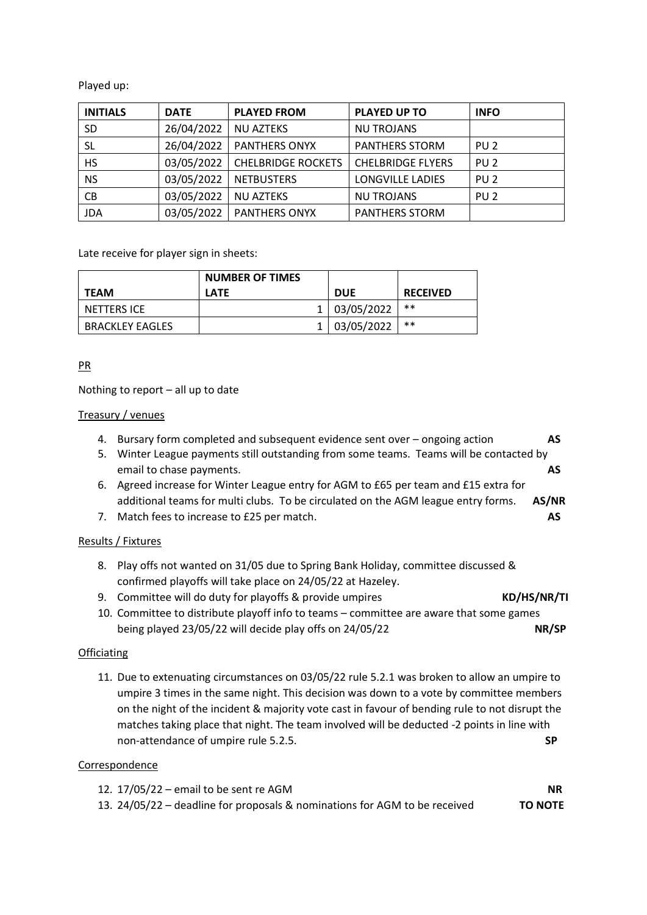Played up:

| INITIALS | DATE | PLAYED FROM | PLAYED UP TO | INFO |
|---|---|---|---|---|
| SD | 26/04/2022 | NU AZTEKS | NU TROJANS | |
| SL | 26/04/2022 | PANTHERS ONYX | PANTHERS STORM | PU 2 |
| HS | 03/05/2022 | CHELBRIDGE ROCKETS | CHELBRIDGE FLYERS | PU 2 |
| NS | 03/05/2022 | NETBUSTERS | LONGVILLE LADIES | PU 2 |
| CB | 03/05/2022 | NU AZTEKS | NU TROJANS | PU 2 |
| JDA | 03/05/2022 | PANTHERS ONYX | PANTHERS STORM | |

Late receive for player sign in sheets:

| TEAM | NUMBER OF TIMES LATE | DUE | RECEIVED |
|---|---|---|---|
| NETTERS ICE | 1 | 03/05/2022 | ** |
| BRACKLEY EAGLES | 1 | 03/05/2022 | ** |

PR

Nothing to report – all up to date

Treasury / venues

4. Bursary form completed and subsequent evidence sent over – ongoing action **AS**
5. Winter League payments still outstanding from some teams. Teams will be contacted by email to chase payments. **AS**
6. Agreed increase for Winter League entry for AGM to £65 per team and £15 extra for additional teams for multi clubs. To be circulated on the AGM league entry forms. **AS/NR**
7. Match fees to increase to £25 per match. **AS**

Results / Fixtures

8. Play offs not wanted on 31/05 due to Spring Bank Holiday, committee discussed & confirmed playoffs will take place on 24/05/22 at Hazeley.
9. Committee will do duty for playoffs & provide umpires **KD/HS/NR/TI**
10. Committee to distribute playoff info to teams – committee are aware that some games being played 23/05/22 will decide play offs on 24/05/22 **NR/SP**

Officiating

11. Due to extenuating circumstances on 03/05/22 rule 5.2.1 was broken to allow an umpire to umpire 3 times in the same night. This decision was down to a vote by committee members on the night of the incident & majority vote cast in favour of bending rule to not disrupt the matches taking place that night. The team involved will be deducted -2 points in line with non-attendance of umpire rule 5.2.5. **SP**

Correspondence

12. 17/05/22 – email to be sent re AGM **NR**
13. 24/05/22 – deadline for proposals & nominations for AGM to be received **TO NOTE**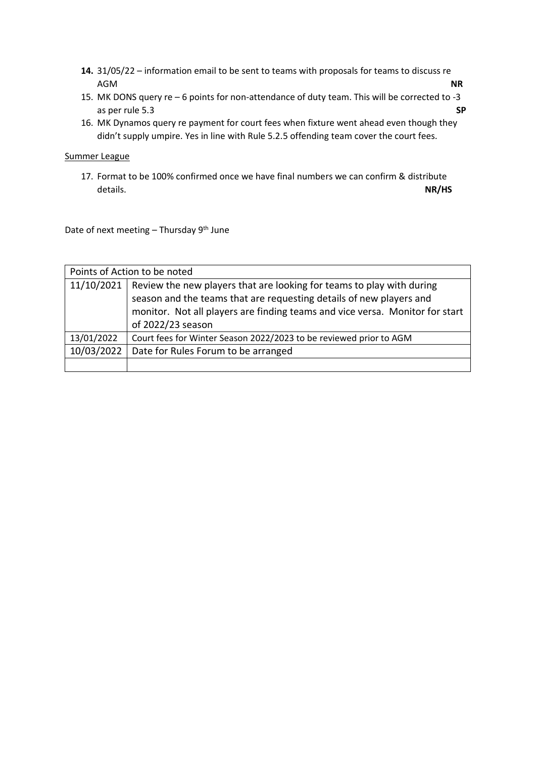14. 31/05/22 – information email to be sent to teams with proposals for teams to discuss re AGM **NR**
15. MK DONS query re – 6 points for non-attendance of duty team. This will be corrected to -3 as per rule 5.3 **SP**
16. MK Dynamos query re payment for court fees when fixture went ahead even though they didn't supply umpire. Yes in line with Rule 5.2.5 offending team cover the court fees.

Summer League

17. Format to be 100% confirmed once we have final numbers we can confirm & distribute details. **NR/HS**

Date of next meeting – Thursday 9th June

| Points of Action to be noted | |
|---|---|
| 11/10/2021 | Review the new players that are looking for teams to play with during season and the teams that are requesting details of new players and monitor. Not all players are finding teams and vice versa. Monitor for start of 2022/23 season |
| 13/01/2022 | Court fees for Winter Season 2022/2023 to be reviewed prior to AGM |
| 10/03/2022 | Date for Rules Forum to be arranged |
| | |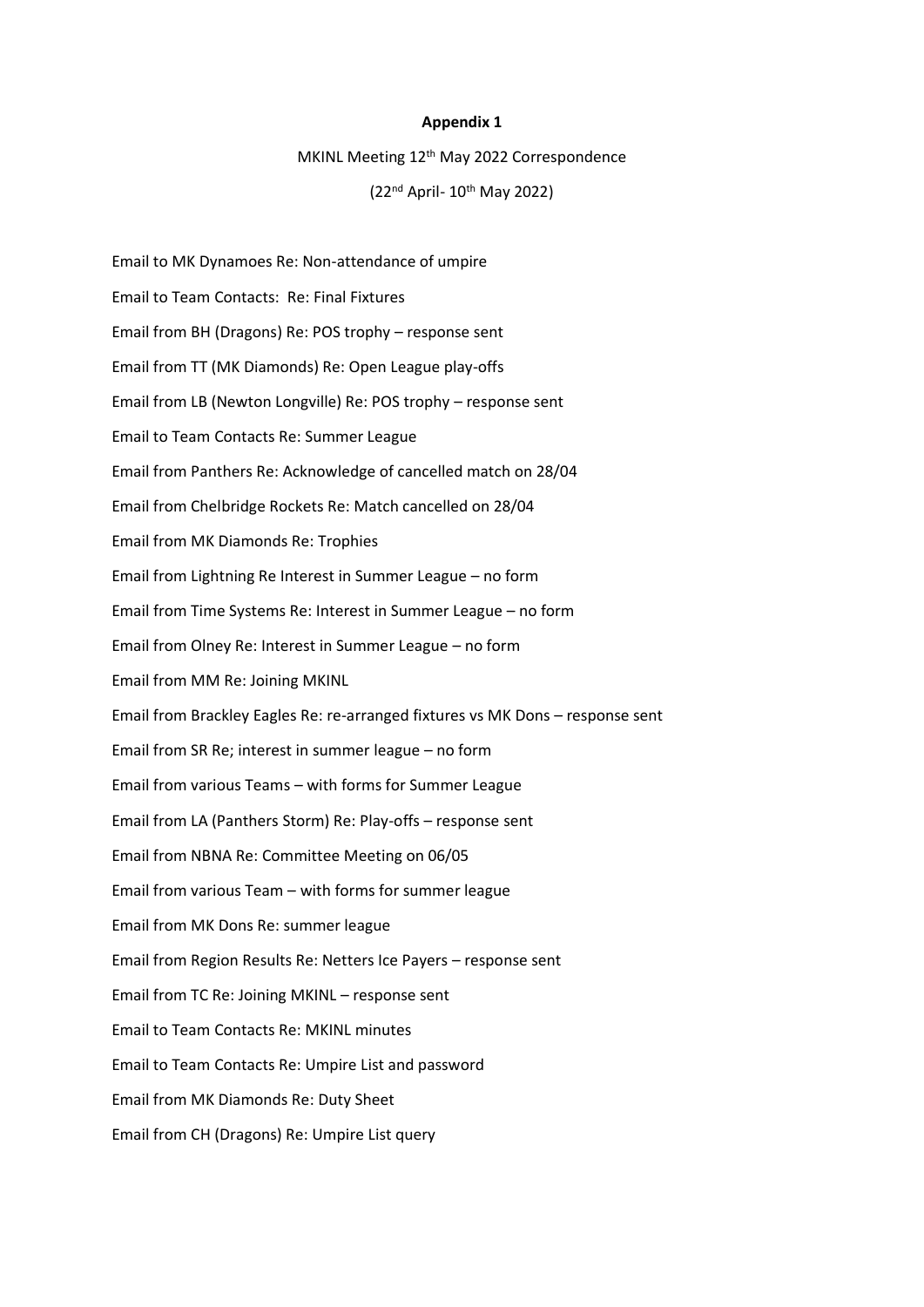**Appendix 1**

MKINL Meeting 12th May 2022 Correspondence

(22nd April- 10th May 2022)

Email to MK Dynamoes Re: Non-attendance of umpire

Email to Team Contacts: Re: Final Fixtures

Email from BH (Dragons) Re: POS trophy – response sent

Email from TT (MK Diamonds) Re: Open League play-offs

Email from LB (Newton Longville) Re: POS trophy – response sent

Email to Team Contacts Re: Summer League

Email from Panthers Re: Acknowledge of cancelled match on 28/04

Email from Chelbridge Rockets Re: Match cancelled on 28/04

Email from MK Diamonds Re: Trophies

Email from Lightning Re Interest in Summer League – no form

Email from Time Systems Re: Interest in Summer League – no form

Email from Olney Re: Interest in Summer League – no form

Email from MM Re: Joining MKINL

Email from Brackley Eagles Re: re-arranged fixtures vs MK Dons – response sent

Email from SR Re; interest in summer league – no form

Email from various Teams – with forms for Summer League

Email from LA (Panthers Storm) Re: Play-offs – response sent

Email from NBNA Re: Committee Meeting on 06/05

Email from various Team – with forms for summer league

Email from MK Dons Re: summer league

Email from Region Results Re: Netters Ice Payers – response sent

Email from TC Re: Joining MKINL – response sent

Email to Team Contacts Re: MKINL minutes

Email to Team Contacts Re: Umpire List and password

Email from MK Diamonds Re: Duty Sheet

Email from CH (Dragons) Re: Umpire List query